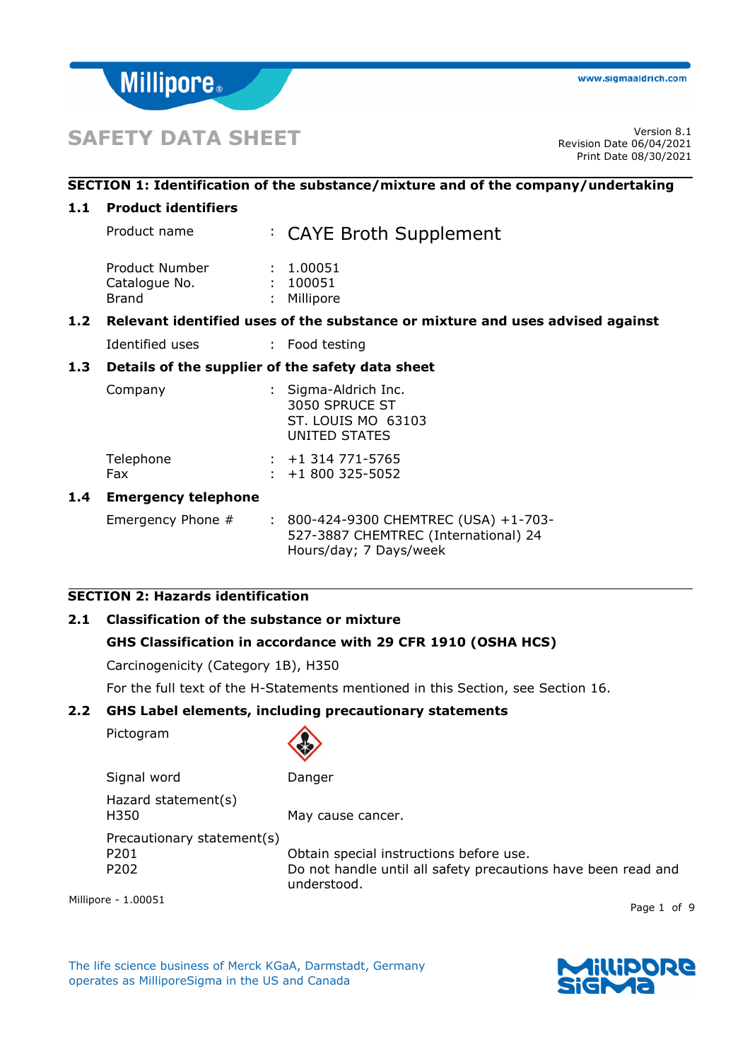# SAFETY DATA SHEET

Version 8.1
Revision Date 06/04/2021
Print Date 08/30/2021

## SECTION 1: Identification of the substance/mixture and of the company/undertaking

### 1.1 Product identifiers

Product name : CAYE Broth Supplement

Product Number : 1.00051
Catalogue No. : 100051
Brand : Millipore

### 1.2 Relevant identified uses of the substance or mixture and uses advised against

Identified uses : Food testing

### 1.3 Details of the supplier of the safety data sheet

Company : Sigma-Aldrich Inc.
3050 SPRUCE ST
ST. LOUIS MO 63103
UNITED STATES

Telephone : +1 314 771-5765
Fax : +1 800 325-5052

### 1.4 Emergency telephone

Emergency Phone # : 800-424-9300 CHEMTREC (USA) +1-703-527-3887 CHEMTREC (International) 24 Hours/day; 7 Days/week

## SECTION 2: Hazards identification

### 2.1 Classification of the substance or mixture

**GHS Classification in accordance with 29 CFR 1910 (OSHA HCS)**

Carcinogenicity (Category 1B), H350

For the full text of the H-Statements mentioned in this Section, see Section 16.

### 2.2 GHS Label elements, including precautionary statements

Pictogram

Signal word Danger

Hazard statement(s)
H350 May cause cancer.

Precautionary statement(s)
P201 Obtain special instructions before use.
P202 Do not handle until all safety precautions have been read and understood.

Millipore - 1.00051

The life science business of Merck KGaA, Darmstadt, Germany operates as MilliporeSigma in the US and Canada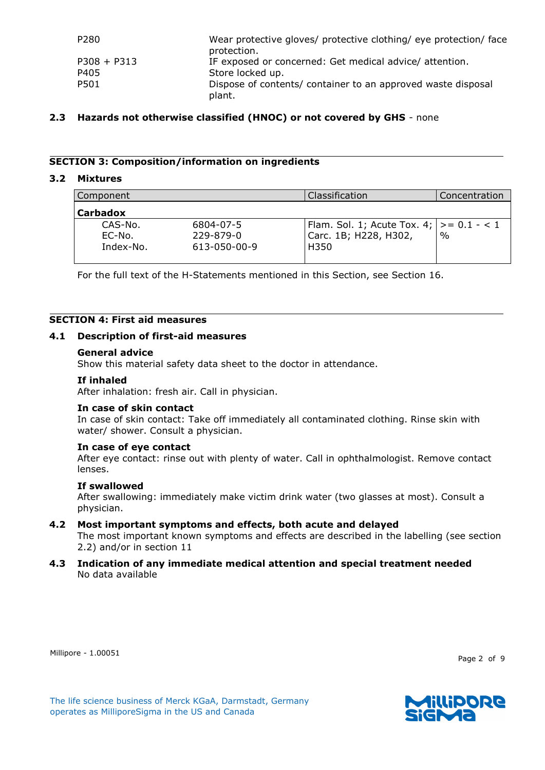| | |
|---|---|
| P280 | Wear protective gloves/ protective clothing/ eye protection/ face protection. |
| P308 + P313 | IF exposed or concerned: Get medical advice/ attention. |
| P405 | Store locked up. |
| P501 | Dispose of contents/ container to an approved waste disposal plant. |

### 2.3 Hazards not otherwise classified (HNOC) or not covered by GHS - none

## SECTION 3: Composition/information on ingredients

### 3.2 Mixtures

| Component | | Classification | Concentration |
|---|---|---|---|
| **Carbadox** | | | |
| CAS-No. | 6804-07-5 | Flam. Sol. 1; Acute Tox. 4; Carc. 1B; H228, H302, H350 | >= 0.1 - < 1 % |
| EC-No. | 229-879-0 | | |
| Index-No. | 613-050-00-9 | | |

For the full text of the H-Statements mentioned in this Section, see Section 16.

## SECTION 4: First aid measures

### 4.1 Description of first-aid measures

**General advice**
Show this material safety data sheet to the doctor in attendance.

**If inhaled**
After inhalation: fresh air. Call in physician.

**In case of skin contact**
In case of skin contact: Take off immediately all contaminated clothing. Rinse skin with water/ shower. Consult a physician.

**In case of eye contact**
After eye contact: rinse out with plenty of water. Call in ophthalmologist. Remove contact lenses.

**If swallowed**
After swallowing: immediately make victim drink water (two glasses at most). Consult a physician.

### 4.2 Most important symptoms and effects, both acute and delayed

The most important known symptoms and effects are described in the labelling (see section 2.2) and/or in section 11

### 4.3 Indication of any immediate medical attention and special treatment needed

No data available

Millipore - 1.00051

The life science business of Merck KGaA, Darmstadt, Germany operates as MilliporeSigma in the US and Canada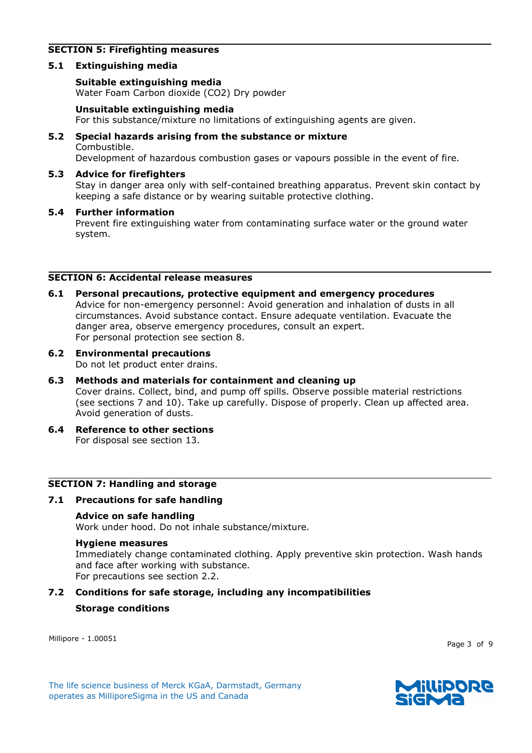## SECTION 5: Firefighting measures

### 5.1 Extinguishing media

**Suitable extinguishing media**
Water Foam Carbon dioxide ($CO_2$) Dry powder

**Unsuitable extinguishing media**
For this substance/mixture no limitations of extinguishing agents are given.

### 5.2 Special hazards arising from the substance or mixture

Combustible.
Development of hazardous combustion gases or vapours possible in the event of fire.

### 5.3 Advice for firefighters

Stay in danger area only with self-contained breathing apparatus. Prevent skin contact by keeping a safe distance or by wearing suitable protective clothing.

### 5.4 Further information

Prevent fire extinguishing water from contaminating surface water or the ground water system.

## SECTION 6: Accidental release measures

### 6.1 Personal precautions, protective equipment and emergency procedures

Advice for non-emergency personnel: Avoid generation and inhalation of dusts in all circumstances. Avoid substance contact. Ensure adequate ventilation. Evacuate the danger area, observe emergency procedures, consult an expert.
For personal protection see section 8.

### 6.2 Environmental precautions

Do not let product enter drains.

### 6.3 Methods and materials for containment and cleaning up

Cover drains. Collect, bind, and pump off spills. Observe possible material restrictions (see sections 7 and 10). Take up carefully. Dispose of properly. Clean up affected area. Avoid generation of dusts.

### 6.4 Reference to other sections

For disposal see section 13.

## SECTION 7: Handling and storage

### 7.1 Precautions for safe handling

**Advice on safe handling**
Work under hood. Do not inhale substance/mixture.

**Hygiene measures**
Immediately change contaminated clothing. Apply preventive skin protection. Wash hands and face after working with substance.
For precautions see section 2.2.

### 7.2 Conditions for safe storage, including any incompatibilities

**Storage conditions**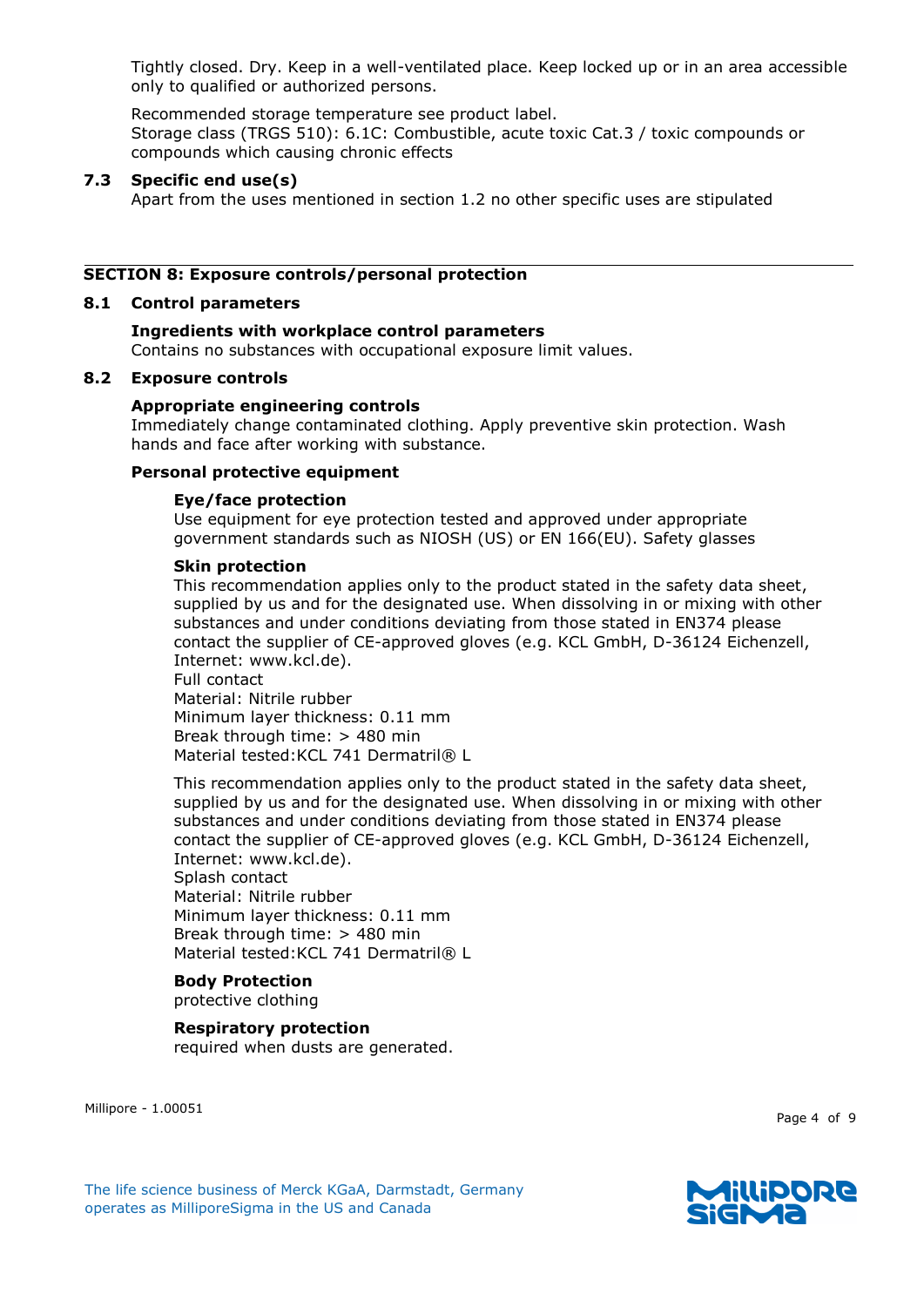Tightly closed. Dry. Keep in a well-ventilated place. Keep locked up or in an area accessible only to qualified or authorized persons.

Recommended storage temperature see product label.
Storage class (TRGS 510): 6.1C: Combustible, acute toxic Cat.3 / toxic compounds or compounds which causing chronic effects

### 7.3 Specific end use(s)

Apart from the uses mentioned in section 1.2 no other specific uses are stipulated

## SECTION 8: Exposure controls/personal protection

### 8.1 Control parameters

**Ingredients with workplace control parameters**
Contains no substances with occupational exposure limit values.

### 8.2 Exposure controls

**Appropriate engineering controls**
Immediately change contaminated clothing. Apply preventive skin protection. Wash hands and face after working with substance.

**Personal protective equipment**

**Eye/face protection**
Use equipment for eye protection tested and approved under appropriate government standards such as NIOSH (US) or EN 166(EU). Safety glasses

**Skin protection**
This recommendation applies only to the product stated in the safety data sheet, supplied by us and for the designated use. When dissolving in or mixing with other substances and under conditions deviating from those stated in EN374 please contact the supplier of CE-approved gloves (e.g. KCL GmbH, D-36124 Eichenzell, Internet: www.kcl.de).
Full contact
Material: Nitrile rubber
Minimum layer thickness: 0.11 mm
Break through time: > 480 min
Material tested:KCL 741 Dermatril® L

This recommendation applies only to the product stated in the safety data sheet, supplied by us and for the designated use. When dissolving in or mixing with other substances and under conditions deviating from those stated in EN374 please contact the supplier of CE-approved gloves (e.g. KCL GmbH, D-36124 Eichenzell, Internet: www.kcl.de).
Splash contact
Material: Nitrile rubber
Minimum layer thickness: 0.11 mm
Break through time: > 480 min
Material tested:KCL 741 Dermatril® L

**Body Protection**
protective clothing

**Respiratory protection**
required when dusts are generated.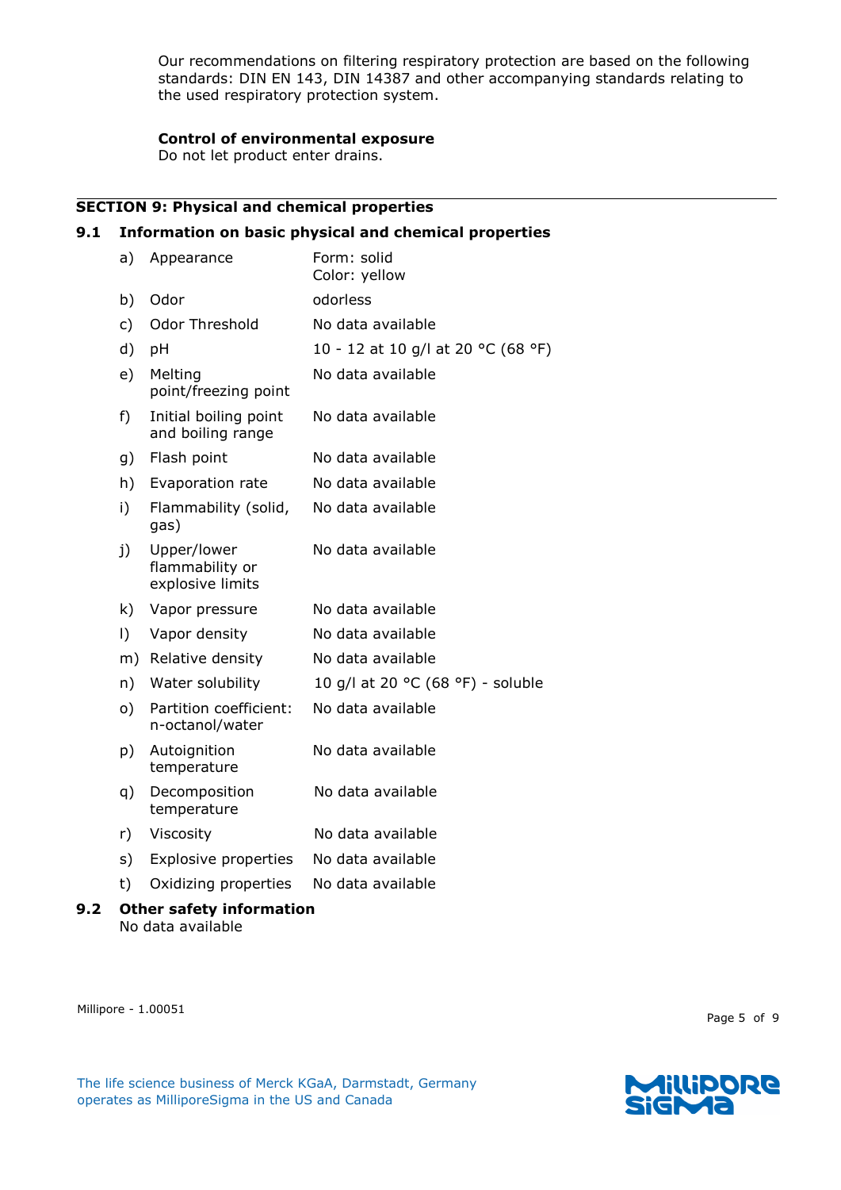Our recommendations on filtering respiratory protection are based on the following standards: DIN EN 143, DIN 14387 and other accompanying standards relating to the used respiratory protection system.

**Control of environmental exposure**
Do not let product enter drains.

## SECTION 9: Physical and chemical properties

### 9.1 Information on basic physical and chemical properties

| | | |
|---|---|---|
| a) | Appearance | Form: solid<br>Color: yellow |
| b) | Odor | odorless |
| c) | Odor Threshold | No data available |
| d) | pH | 10 - 12 at 10 g/l at 20 °C (68 °F) |
| e) | Melting point/freezing point | No data available |
| f) | Initial boiling point and boiling range | No data available |
| g) | Flash point | No data available |
| h) | Evaporation rate | No data available |
| i) | Flammability (solid, gas) | No data available |
| j) | Upper/lower flammability or explosive limits | No data available |
| k) | Vapor pressure | No data available |
| l) | Vapor density | No data available |
| m) | Relative density | No data available |
| n) | Water solubility | 10 g/l at 20 °C (68 °F) - soluble |
| o) | Partition coefficient: n-octanol/water | No data available |
| p) | Autoignition temperature | No data available |
| q) | Decomposition temperature | No data available |
| r) | Viscosity | No data available |
| s) | Explosive properties | No data available |
| t) | Oxidizing properties | No data available |

### 9.2 Other safety information

No data available

Millipore - 1.00051

The life science business of Merck KGaA, Darmstadt, Germany operates as MilliporeSigma in the US and Canada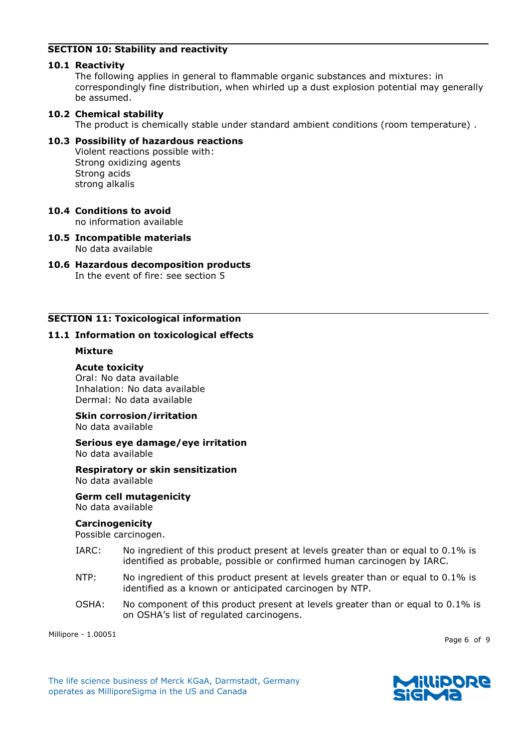## SECTION 10: Stability and reactivity

### 10.1 Reactivity

The following applies in general to flammable organic substances and mixtures: in correspondingly fine distribution, when whirled up a dust explosion potential may generally be assumed.

### 10.2 Chemical stability

The product is chemically stable under standard ambient conditions (room temperature) .

### 10.3 Possibility of hazardous reactions

Violent reactions possible with:
Strong oxidizing agents
Strong acids
strong alkalis

### 10.4 Conditions to avoid

no information available

### 10.5 Incompatible materials

No data available

### 10.6 Hazardous decomposition products

In the event of fire: see section 5

## SECTION 11: Toxicological information

### 11.1 Information on toxicological effects

**Mixture**

**Acute toxicity**
Oral: No data available
Inhalation: No data available
Dermal: No data available

**Skin corrosion/irritation**
No data available

**Serious eye damage/eye irritation**
No data available

**Respiratory or skin sensitization**
No data available

**Germ cell mutagenicity**
No data available

**Carcinogenicity**
Possible carcinogen.

IARC: No ingredient of this product present at levels greater than or equal to 0.1% is identified as probable, possible or confirmed human carcinogen by IARC.

NTP: No ingredient of this product present at levels greater than or equal to 0.1% is identified as a known or anticipated carcinogen by NTP.

OSHA: No component of this product present at levels greater than or equal to 0.1% is on OSHA's list of regulated carcinogens.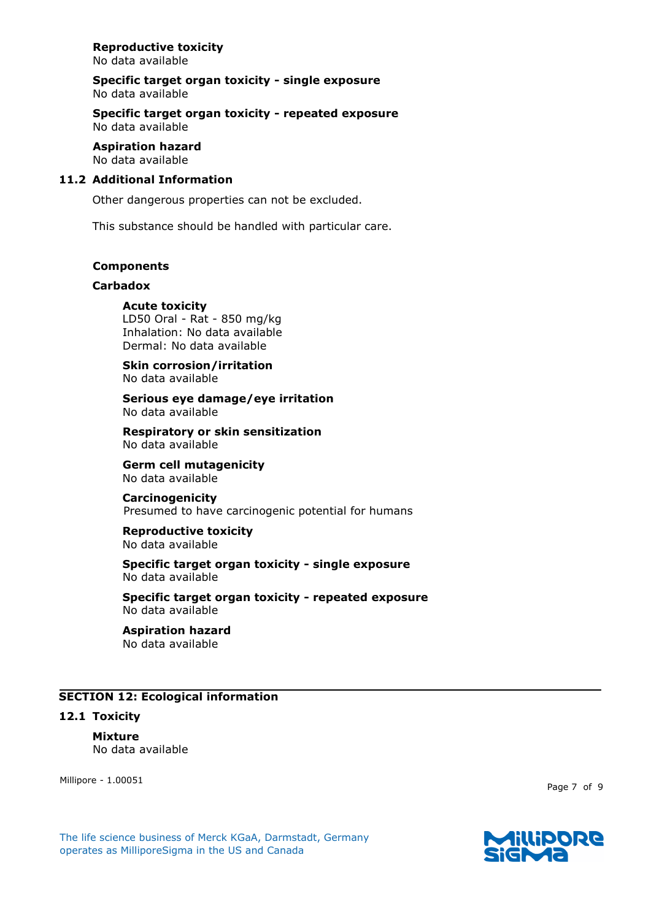**Reproductive toxicity**
No data available

**Specific target organ toxicity - single exposure**
No data available

**Specific target organ toxicity - repeated exposure**
No data available

**Aspiration hazard**
No data available

### 11.2 Additional Information

Other dangerous properties can not be excluded.

This substance should be handled with particular care.

**Components**

**Carbadox**

**Acute toxicity**
LD50 Oral - Rat - 850 mg/kg
Inhalation: No data available
Dermal: No data available

**Skin corrosion/irritation**
No data available

**Serious eye damage/eye irritation**
No data available

**Respiratory or skin sensitization**
No data available

**Germ cell mutagenicity**
No data available

**Carcinogenicity**
Presumed to have carcinogenic potential for humans

**Reproductive toxicity**
No data available

**Specific target organ toxicity - single exposure**
No data available

**Specific target organ toxicity - repeated exposure**
No data available

**Aspiration hazard**
No data available

## SECTION 12: Ecological information

### 12.1 Toxicity

**Mixture**
No data available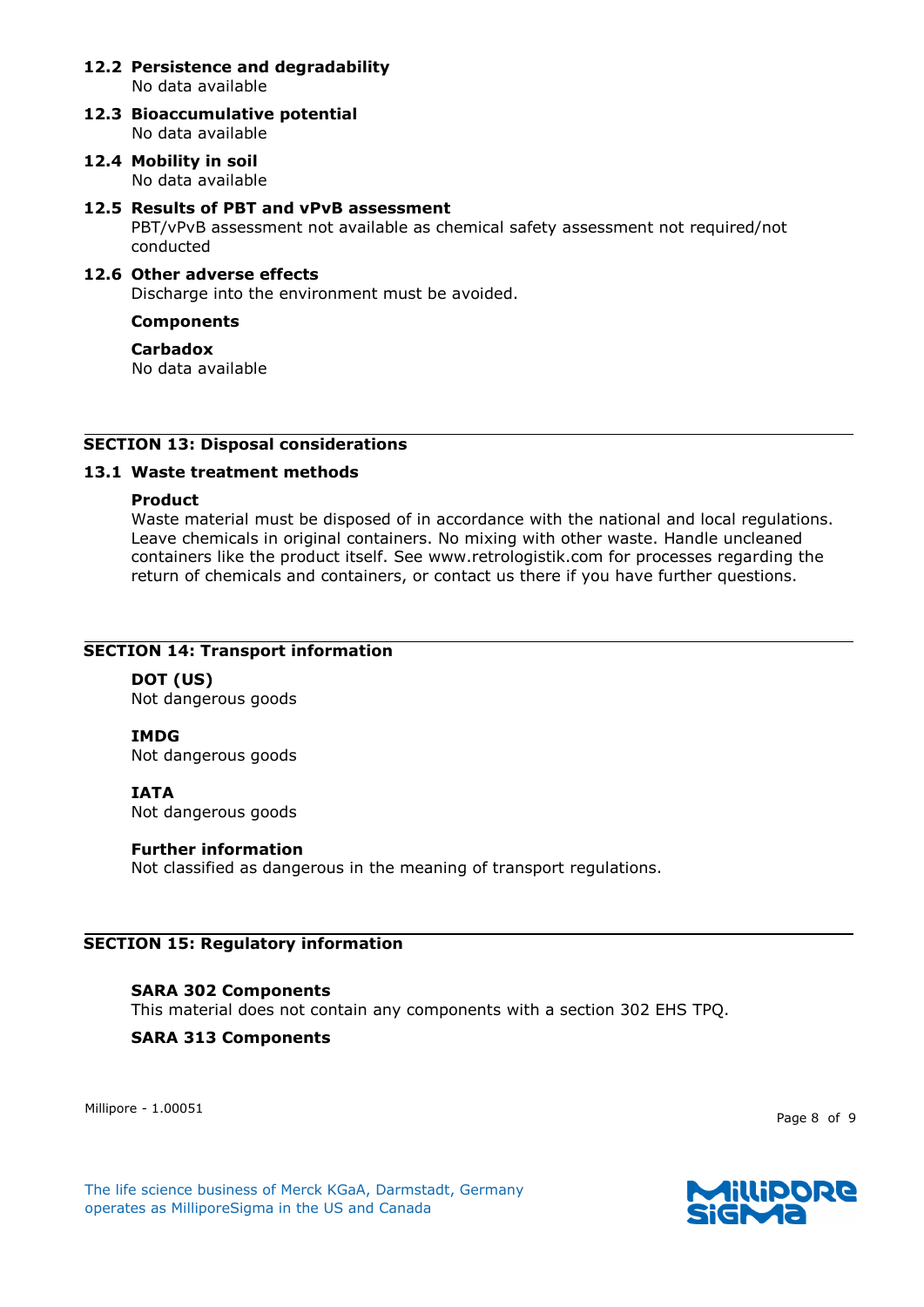### 12.2 Persistence and degradability

No data available

### 12.3 Bioaccumulative potential

No data available

### 12.4 Mobility in soil

No data available

### 12.5 Results of PBT and vPvB assessment

PBT/vPvB assessment not available as chemical safety assessment not required/not conducted

### 12.6 Other adverse effects

Discharge into the environment must be avoided.

**Components**

**Carbadox**
No data available

## SECTION 13: Disposal considerations

### 13.1 Waste treatment methods

**Product**
Waste material must be disposed of in accordance with the national and local regulations. Leave chemicals in original containers. No mixing with other waste. Handle uncleaned containers like the product itself. See www.retrologistik.com for processes regarding the return of chemicals and containers, or contact us there if you have further questions.

## SECTION 14: Transport information

**DOT (US)**
Not dangerous goods

**IMDG**
Not dangerous goods

**IATA**
Not dangerous goods

**Further information**
Not classified as dangerous in the meaning of transport regulations.

## SECTION 15: Regulatory information

**SARA 302 Components**
This material does not contain any components with a section 302 EHS TPQ.

**SARA 313 Components**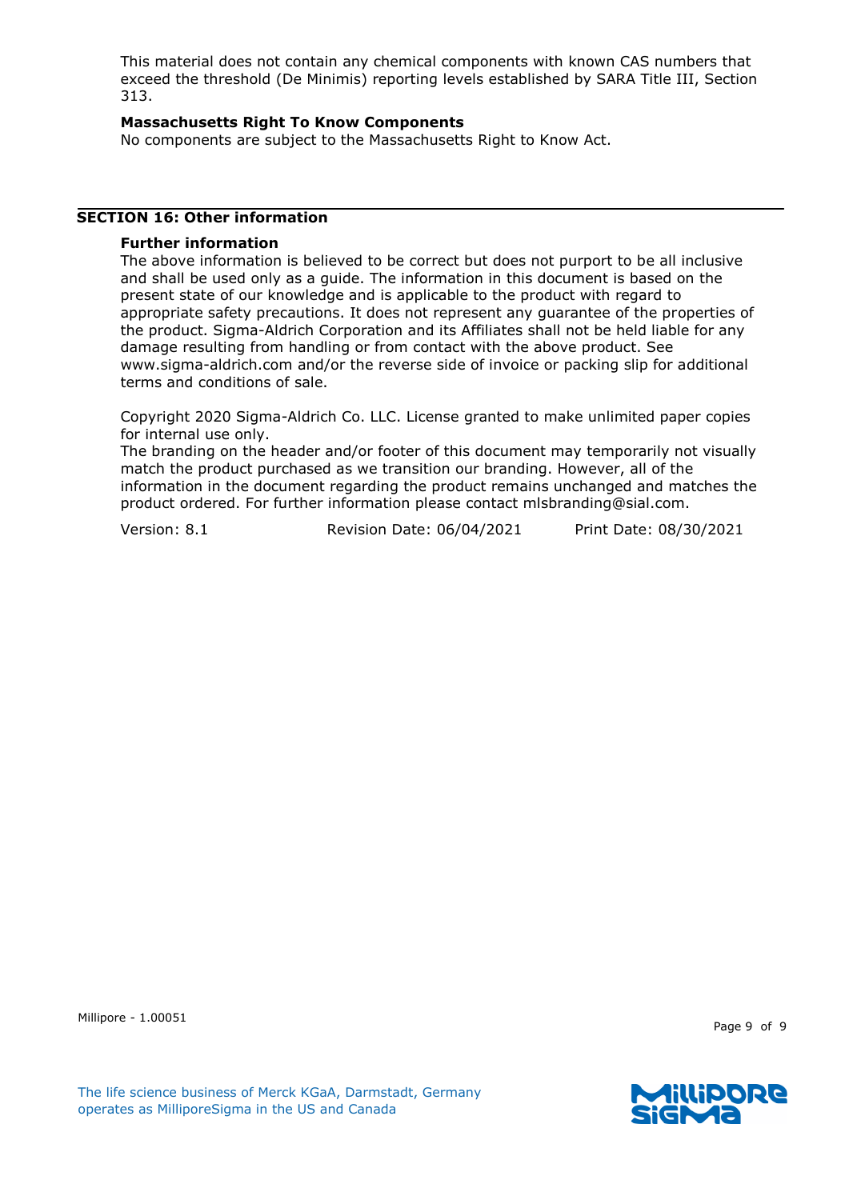This material does not contain any chemical components with known CAS numbers that exceed the threshold (De Minimis) reporting levels established by SARA Title III, Section 313.

**Massachusetts Right To Know Components**

No components are subject to the Massachusetts Right to Know Act.

## SECTION 16: Other information

**Further information**

The above information is believed to be correct but does not purport to be all inclusive and shall be used only as a guide. The information in this document is based on the present state of our knowledge and is applicable to the product with regard to appropriate safety precautions. It does not represent any guarantee of the properties of the product. Sigma-Aldrich Corporation and its Affiliates shall not be held liable for any damage resulting from handling or from contact with the above product. See www.sigma-aldrich.com and/or the reverse side of invoice or packing slip for additional terms and conditions of sale.

Copyright 2020 Sigma-Aldrich Co. LLC. License granted to make unlimited paper copies for internal use only.
The branding on the header and/or footer of this document may temporarily not visually match the product purchased as we transition our branding. However, all of the information in the document regarding the product remains unchanged and matches the product ordered. For further information please contact mlsbranding@sial.com.

Version: 8.1 Revision Date: 06/04/2021 Print Date: 08/30/2021